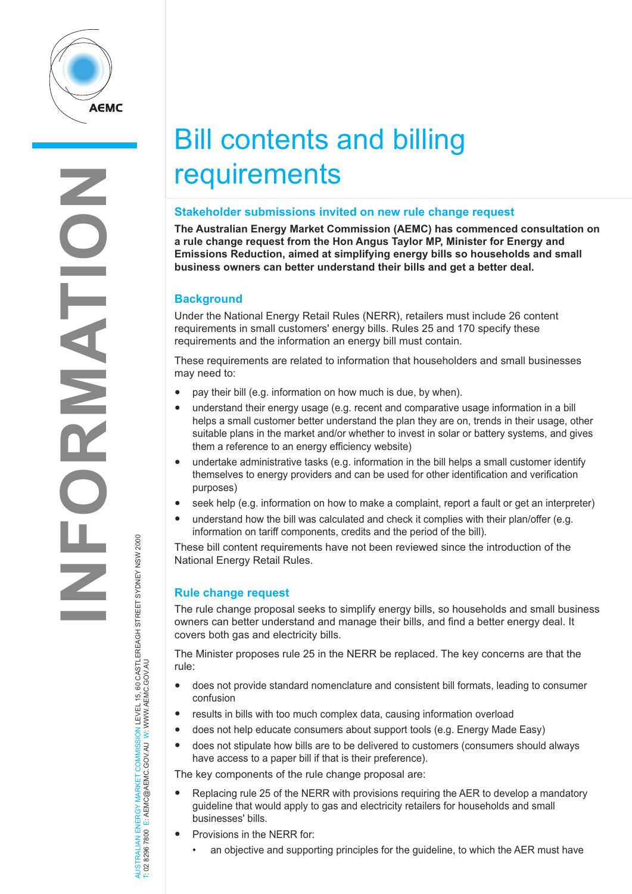# Bill contents and billing requirements

## Stakeholder submissions invited on new rule change request

**The Australian Energy Market Commission (AEMC) has commenced consultation on a rule change request from the Hon Angus Taylor MP, Minister for Energy and Emissions Reduction, aimed at simplifying energy bills so households and small business owners can better understand their bills and get a better deal.**

## Background

Under the National Energy Retail Rules (NERR), retailers must include 26 content requirements in small customers' energy bills. Rules 25 and 170 specify these requirements and the information an energy bill must contain.

These requirements are related to information that householders and small businesses may need to:

- pay their bill (e.g. information on how much is due, by when).
- understand their energy usage (e.g. recent and comparative usage information in a bill helps a small customer better understand the plan they are on, trends in their usage, other suitable plans in the market and/or whether to invest in solar or battery systems, and gives them a reference to an energy efficiency website)
- undertake administrative tasks (e.g. information in the bill helps a small customer identify themselves to energy providers and can be used for other identification and verification purposes)
- seek help (e.g. information on how to make a complaint, report a fault or get an interpreter)
- understand how the bill was calculated and check it complies with their plan/offer (e.g. information on tariff components, credits and the period of the bill).

These bill content requirements have not been reviewed since the introduction of the National Energy Retail Rules.

## Rule change request

The rule change proposal seeks to simplify energy bills, so households and small business owners can better understand and manage their bills, and find a better energy deal. It covers both gas and electricity bills.

The Minister proposes rule 25 in the NERR be replaced. The key concerns are that the rule:

- does not provide standard nomenclature and consistent bill formats, leading to consumer confusion
- results in bills with too much complex data, causing information overload
- does not help educate consumers about support tools (e.g. Energy Made Easy)
- does not stipulate how bills are to be delivered to customers (consumers should always have access to a paper bill if that is their preference).

The key components of the rule change proposal are:

- Replacing rule 25 of the NERR with provisions requiring the AER to develop a mandatory guideline that would apply to gas and electricity retailers for households and small businesses' bills.
- Provisions in the NERR for:
  - an objective and supporting principles for the guideline, to which the AER must have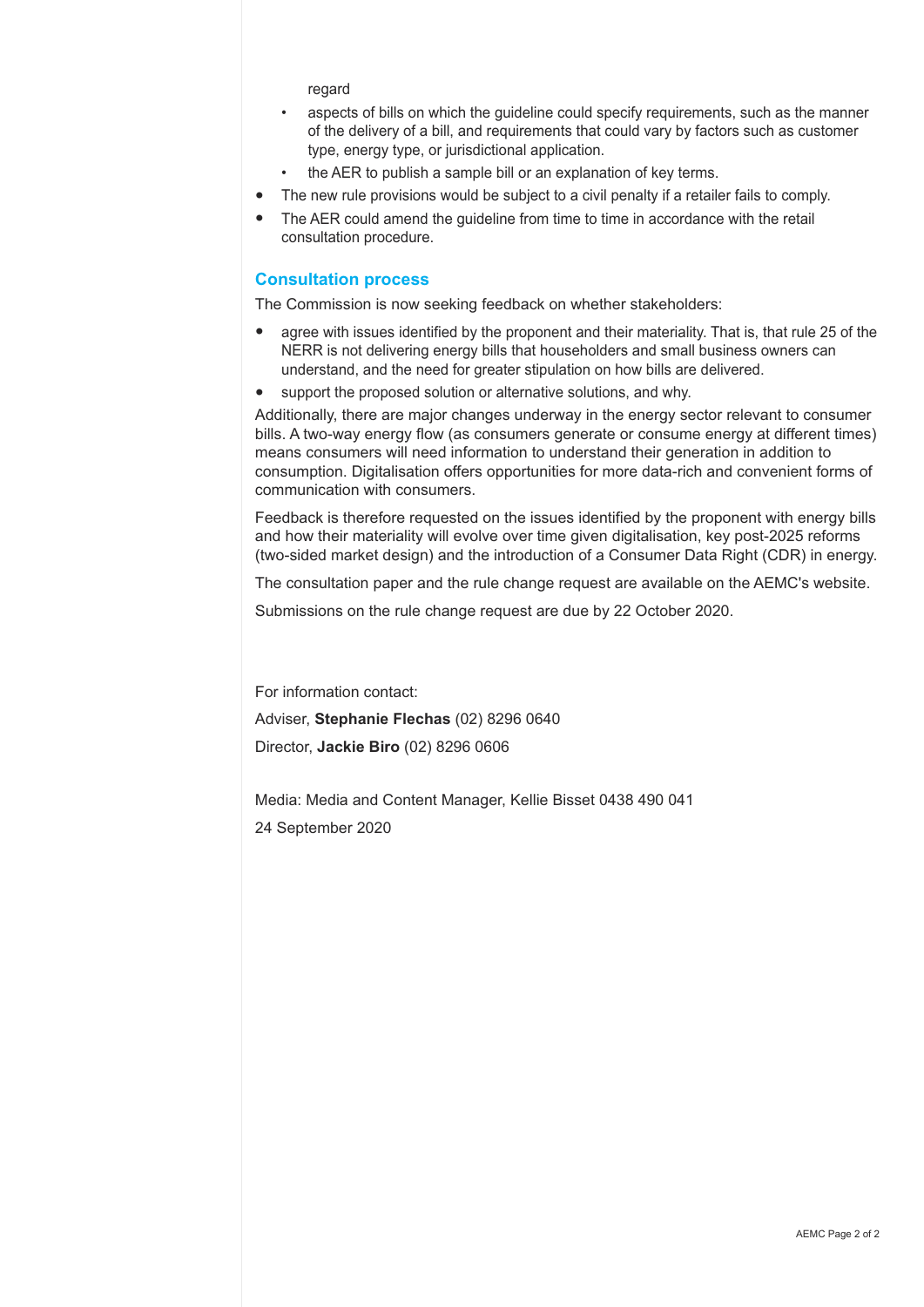regard

  - aspects of bills on which the guideline could specify requirements, such as the manner of the delivery of a bill, and requirements that could vary by factors such as customer type, energy type, or jurisdictional application.
  - the AER to publish a sample bill or an explanation of key terms.
- The new rule provisions would be subject to a civil penalty if a retailer fails to comply.
- The AER could amend the guideline from time to time in accordance with the retail consultation procedure.

## Consultation process

The Commission is now seeking feedback on whether stakeholders:

- agree with issues identified by the proponent and their materiality. That is, that rule 25 of the NERR is not delivering energy bills that householders and small business owners can understand, and the need for greater stipulation on how bills are delivered.
- support the proposed solution or alternative solutions, and why.

Additionally, there are major changes underway in the energy sector relevant to consumer bills. A two-way energy flow (as consumers generate or consume energy at different times) means consumers will need information to understand their generation in addition to consumption. Digitalisation offers opportunities for more data-rich and convenient forms of communication with consumers.

Feedback is therefore requested on the issues identified by the proponent with energy bills and how their materiality will evolve over time given digitalisation, key post-2025 reforms (two-sided market design) and the introduction of a Consumer Data Right (CDR) in energy.

The consultation paper and the rule change request are available on the AEMC's website.

Submissions on the rule change request are due by 22 October 2020.

For information contact:

Adviser, **Stephanie Flechas** (02) 8296 0640

Director, **Jackie Biro** (02) 8296 0606

Media: Media and Content Manager, Kellie Bisset 0438 490 041

24 September 2020